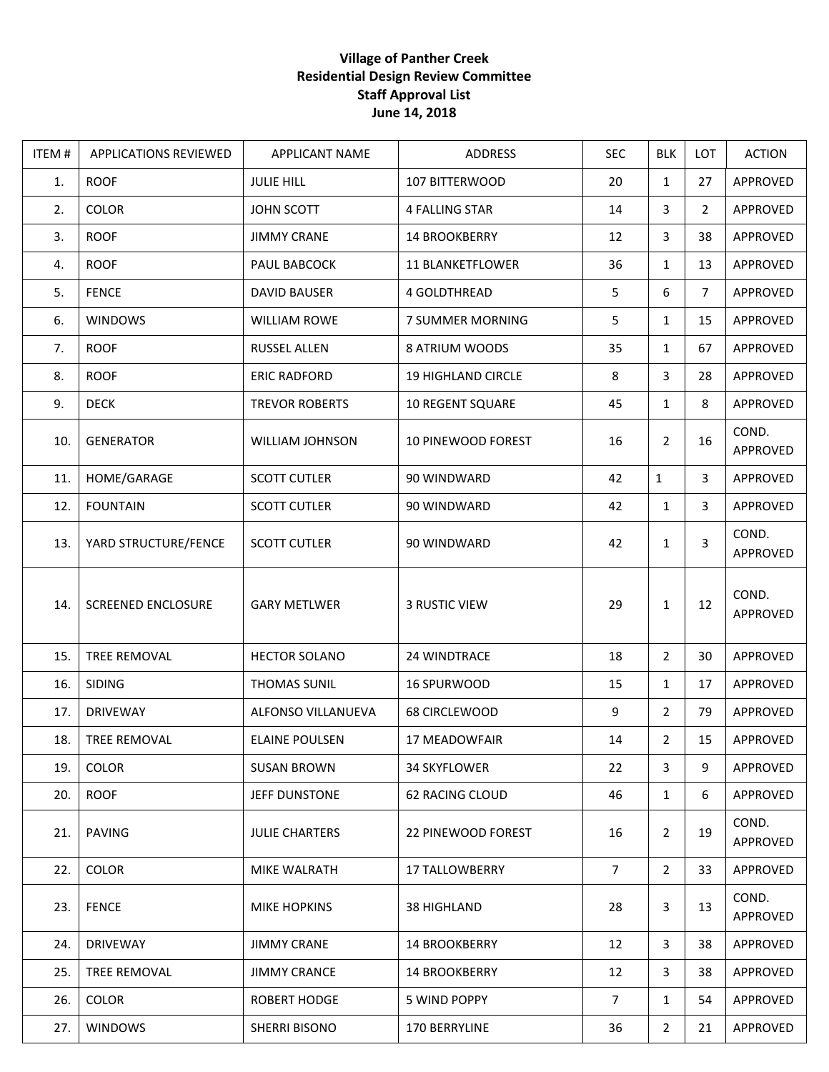**Village of Panther Creek**
**Residential Design Review Committee**
**Staff Approval List**
**June 14, 2018**

| ITEM # | APPLICATIONS REVIEWED | APPLICANT NAME | ADDRESS | SEC | BLK | LOT | ACTION |
|---|---|---|---|---|---|---|---|
| 1. | ROOF | JULIE HILL | 107 BITTERWOOD | 20 | 1 | 27 | APPROVED |
| 2. | COLOR | JOHN SCOTT | 4 FALLING STAR | 14 | 3 | 2 | APPROVED |
| 3. | ROOF | JIMMY CRANE | 14 BROOKBERRY | 12 | 3 | 38 | APPROVED |
| 4. | ROOF | PAUL BABCOCK | 11 BLANKETFLOWER | 36 | 1 | 13 | APPROVED |
| 5. | FENCE | DAVID BAUSER | 4 GOLDTHREAD | 5 | 6 | 7 | APPROVED |
| 6. | WINDOWS | WILLIAM ROWE | 7 SUMMER MORNING | 5 | 1 | 15 | APPROVED |
| 7. | ROOF | RUSSEL ALLEN | 8 ATRIUM WOODS | 35 | 1 | 67 | APPROVED |
| 8. | ROOF | ERIC RADFORD | 19 HIGHLAND CIRCLE | 8 | 3 | 28 | APPROVED |
| 9. | DECK | TREVOR ROBERTS | 10 REGENT SQUARE | 45 | 1 | 8 | APPROVED |
| 10. | GENERATOR | WILLIAM JOHNSON | 10 PINEWOOD FOREST | 16 | 2 | 16 | COND. APPROVED |
| 11. | HOME/GARAGE | SCOTT CUTLER | 90 WINDWARD | 42 | 1 | 3 | APPROVED |
| 12. | FOUNTAIN | SCOTT CUTLER | 90 WINDWARD | 42 | 1 | 3 | APPROVED |
| 13. | YARD STRUCTURE/FENCE | SCOTT CUTLER | 90 WINDWARD | 42 | 1 | 3 | COND. APPROVED |
| 14. | SCREENED ENCLOSURE | GARY METLWER | 3 RUSTIC VIEW | 29 | 1 | 12 | COND. APPROVED |
| 15. | TREE REMOVAL | HECTOR SOLANO | 24 WINDTRACE | 18 | 2 | 30 | APPROVED |
| 16. | SIDING | THOMAS SUNIL | 16 SPURWOOD | 15 | 1 | 17 | APPROVED |
| 17. | DRIVEWAY | ALFONSO VILLANUEVA | 68 CIRCLEWOOD | 9 | 2 | 79 | APPROVED |
| 18. | TREE REMOVAL | ELAINE POULSEN | 17 MEADOWFAIR | 14 | 2 | 15 | APPROVED |
| 19. | COLOR | SUSAN BROWN | 34 SKYFLOWER | 22 | 3 | 9 | APPROVED |
| 20. | ROOF | JEFF DUNSTONE | 62 RACING CLOUD | 46 | 1 | 6 | APPROVED |
| 21. | PAVING | JULIE CHARTERS | 22 PINEWOOD FOREST | 16 | 2 | 19 | COND. APPROVED |
| 22. | COLOR | MIKE WALRATH | 17 TALLOWBERRY | 7 | 2 | 33 | APPROVED |
| 23. | FENCE | MIKE HOPKINS | 38 HIGHLAND | 28 | 3 | 13 | COND. APPROVED |
| 24. | DRIVEWAY | JIMMY CRANE | 14 BROOKBERRY | 12 | 3 | 38 | APPROVED |
| 25. | TREE REMOVAL | JIMMY CRANCE | 14 BROOKBERRY | 12 | 3 | 38 | APPROVED |
| 26. | COLOR | ROBERT HODGE | 5 WIND POPPY | 7 | 1 | 54 | APPROVED |
| 27. | WINDOWS | SHERRI BISONO | 170 BERRYLINE | 36 | 2 | 21 | APPROVED |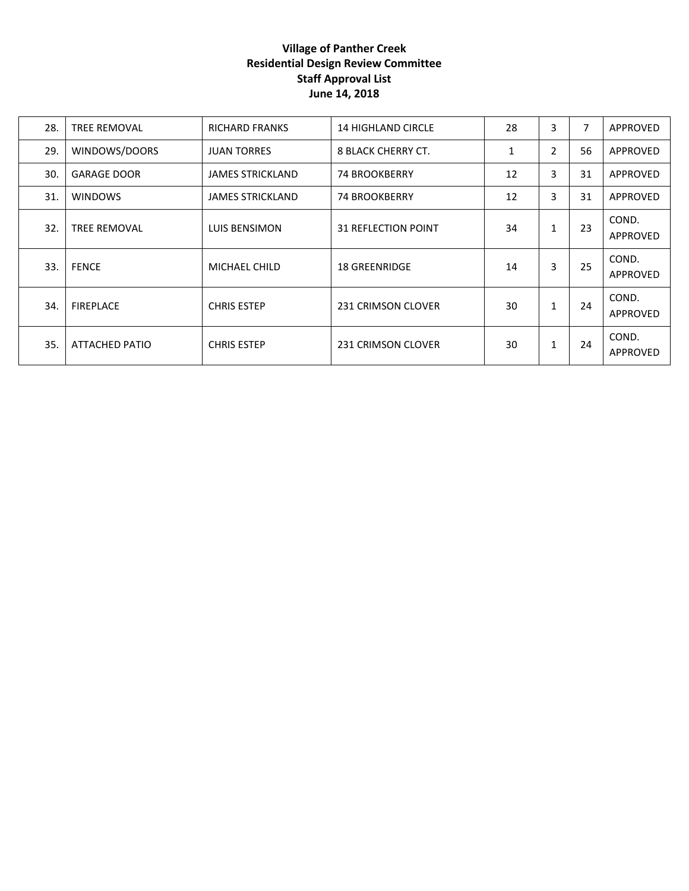**Village of Panther Creek**
**Residential Design Review Committee**
**Staff Approval List**
**June 14, 2018**

| | | | | | | | |
|---|---|---|---|---|---|---|---|
| 28. | TREE REMOVAL | RICHARD FRANKS | 14 HIGHLAND CIRCLE | 28 | 3 | 7 | APPROVED |
| 29. | WINDOWS/DOORS | JUAN TORRES | 8 BLACK CHERRY CT. | 1 | 2 | 56 | APPROVED |
| 30. | GARAGE DOOR | JAMES STRICKLAND | 74 BROOKBERRY | 12 | 3 | 31 | APPROVED |
| 31. | WINDOWS | JAMES STRICKLAND | 74 BROOKBERRY | 12 | 3 | 31 | APPROVED |
| 32. | TREE REMOVAL | LUIS BENSIMON | 31 REFLECTION POINT | 34 | 1 | 23 | COND. APPROVED |
| 33. | FENCE | MICHAEL CHILD | 18 GREENRIDGE | 14 | 3 | 25 | COND. APPROVED |
| 34. | FIREPLACE | CHRIS ESTEP | 231 CRIMSON CLOVER | 30 | 1 | 24 | COND. APPROVED |
| 35. | ATTACHED PATIO | CHRIS ESTEP | 231 CRIMSON CLOVER | 30 | 1 | 24 | COND. APPROVED |